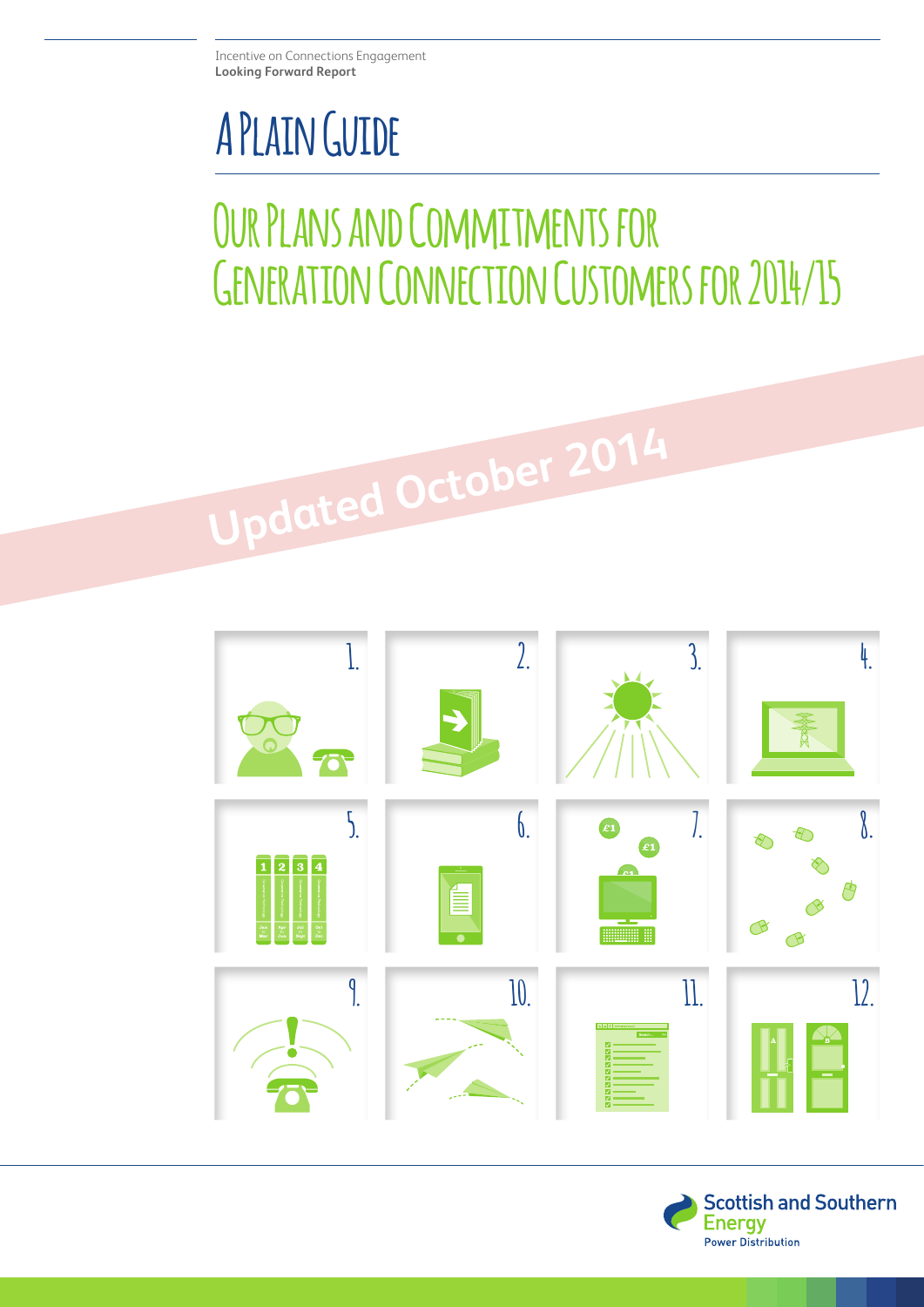Incentive on Connections Engagement
**Looking Forward Report**

# A Plain Guide

## Our Plans and Commitments for Generation Connection Customers for 2014/15

Updated October 2014

1. 2. 3. 4.

5. 6. 7. 8.

9. 10. 11. 12.

Scottish and Southern Energy Power Distribution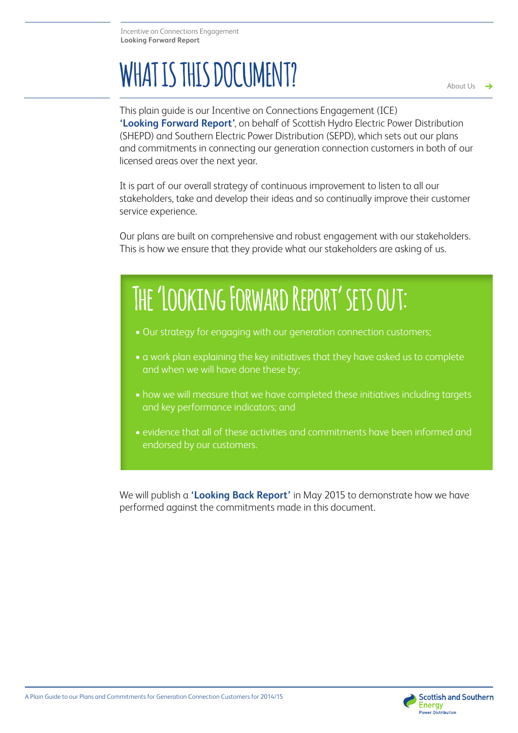# WHAT IS THIS DOCUMENT?

About Us →

This plain guide is our Incentive on Connections Engagement (ICE) **'Looking Forward Report'**, on behalf of Scottish Hydro Electric Power Distribution (SHEPD) and Southern Electric Power Distribution (SEPD), which sets out our plans and commitments in connecting our generation connection customers in both of our licensed areas over the next year.

It is part of our overall strategy of continuous improvement to listen to all our stakeholders, take and develop their ideas and so continually improve their customer service experience.

Our plans are built on comprehensive and robust engagement with our stakeholders. This is how we ensure that they provide what our stakeholders are asking of us.

## The 'Looking Forward Report' sets out:

- Our strategy for engaging with our generation connection customers;
- a work plan explaining the key initiatives that they have asked us to complete and when we will have done these by;
- how we will measure that we have completed these initiatives including targets and key performance indicators; and
- evidence that all of these activities and commitments have been informed and endorsed by our customers.

We will publish a **'Looking Back Report'** in May 2015 to demonstrate how we have performed against the commitments made in this document.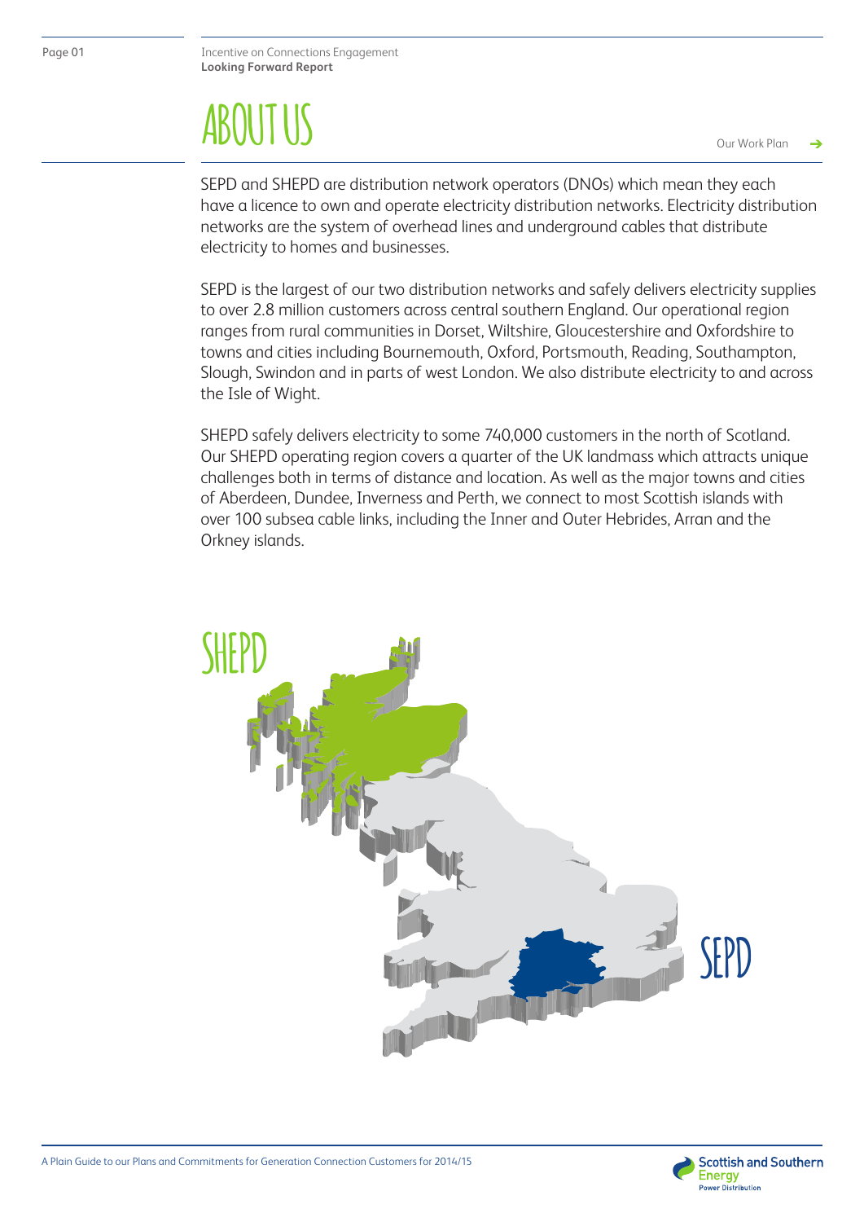# ABOUT US

SEPD and SHEPD are distribution network operators (DNOs) which mean they each have a licence to own and operate electricity distribution networks. Electricity distribution networks are the system of overhead lines and underground cables that distribute electricity to homes and businesses.

SEPD is the largest of our two distribution networks and safely delivers electricity supplies to over 2.8 million customers across central southern England. Our operational region ranges from rural communities in Dorset, Wiltshire, Gloucestershire and Oxfordshire to towns and cities including Bournemouth, Oxford, Portsmouth, Reading, Southampton, Slough, Swindon and in parts of west London. We also distribute electricity to and across the Isle of Wight.

SHEPD safely delivers electricity to some 740,000 customers in the north of Scotland. Our SHEPD operating region covers a quarter of the UK landmass which attracts unique challenges both in terms of distance and location. As well as the major towns and cities of Aberdeen, Dundee, Inverness and Perth, we connect to most Scottish islands with over 100 subsea cable links, including the Inner and Outer Hebrides, Arran and the Orkney islands.

SHEPD

SEPD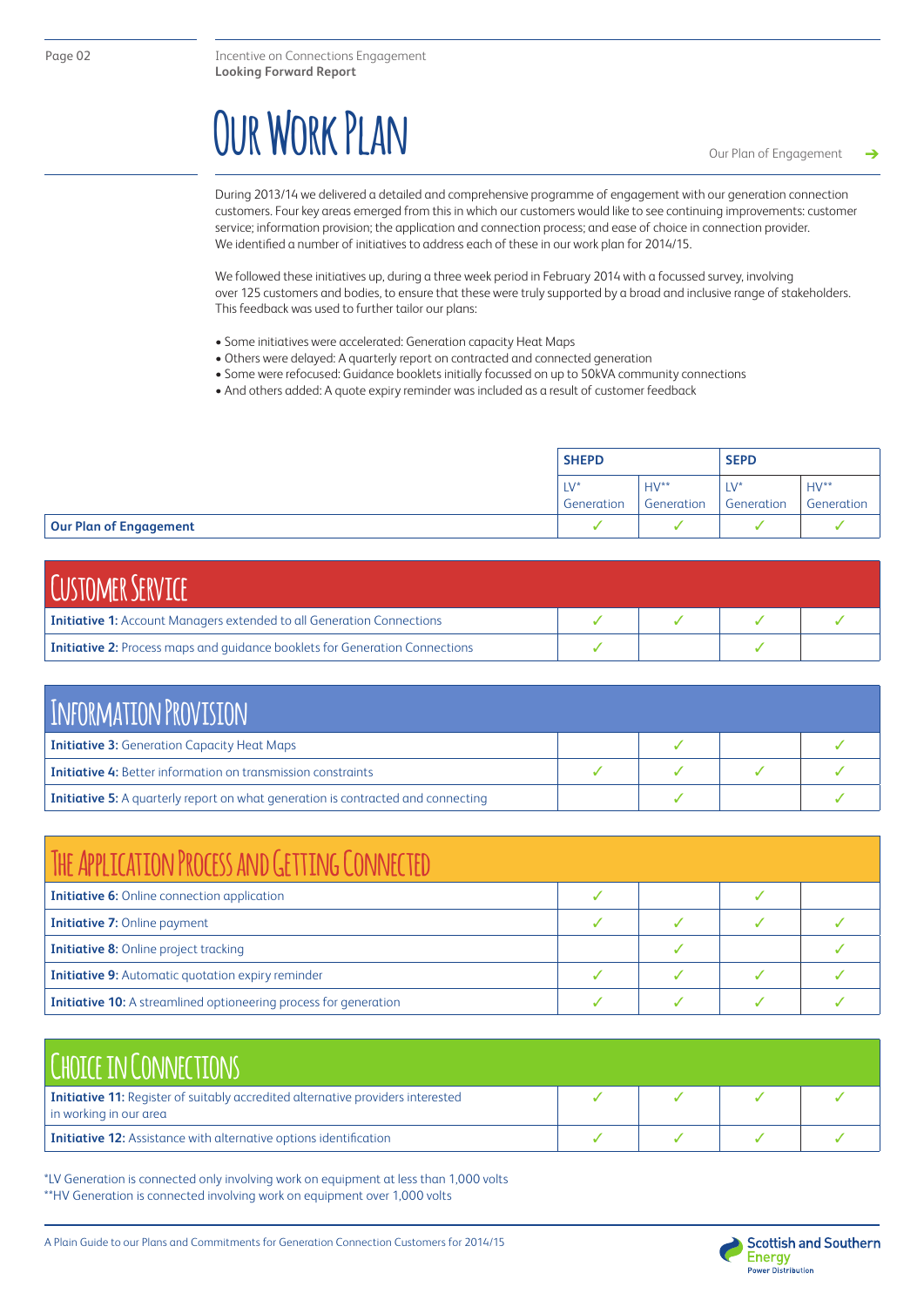# Our Work Plan

Our Plan of Engagement →

During 2013/14 we delivered a detailed and comprehensive programme of engagement with our generation connection customers. Four key areas emerged from this in which our customers would like to see continuing improvements: customer service; information provision; the application and connection process; and ease of choice in connection provider. We identified a number of initiatives to address each of these in our work plan for 2014/15.

We followed these initiatives up, during a three week period in February 2014 with a focussed survey, involving over 125 customers and bodies, to ensure that these were truly supported by a broad and inclusive range of stakeholders. This feedback was used to further tailor our plans:

- Some initiatives were accelerated: Generation capacity Heat Maps
- Others were delayed: A quarterly report on contracted and connected generation
- Some were refocused: Guidance booklets initially focussed on up to 50kVA community connections
- And others added: A quote expiry reminder was included as a result of customer feedback

| | **SHEPD** | | **SEPD** | |
|---|---|---|---|---|
| | LV* Generation | HV** Generation | LV* Generation | HV** Generation |
| **Our Plan of Engagement** | ✓ | ✓ | ✓ | ✓ |
| **CUSTOMER SERVICE** | | | | |
| **Initiative 1:** Account Managers extended to all Generation Connections | ✓ | ✓ | ✓ | ✓ |
| **Initiative 2:** Process maps and guidance booklets for Generation Connections | ✓ | | ✓ | |
| **INFORMATION PROVISION** | | | | |
| **Initiative 3:** Generation Capacity Heat Maps | | ✓ | | ✓ |
| **Initiative 4:** Better information on transmission constraints | ✓ | ✓ | ✓ | ✓ |
| **Initiative 5:** A quarterly report on what generation is contracted and connecting | | ✓ | | ✓ |
| **THE APPLICATION PROCESS AND GETTING CONNECTED** | | | | |
| **Initiative 6:** Online connection application | ✓ | | ✓ | |
| **Initiative 7:** Online payment | ✓ | ✓ | ✓ | ✓ |
| **Initiative 8:** Online project tracking | | ✓ | | ✓ |
| **Initiative 9:** Automatic quotation expiry reminder | ✓ | ✓ | ✓ | ✓ |
| **Initiative 10:** A streamlined optioneering process for generation | ✓ | ✓ | ✓ | ✓ |
| **CHOICE IN CONNECTIONS** | | | | |
| **Initiative 11:** Register of suitably accredited alternative providers interested in working in our area | ✓ | ✓ | ✓ | ✓ |
| **Initiative 12:** Assistance with alternative options identification | ✓ | ✓ | ✓ | ✓ |

*LV Generation is connected only involving work on equipment at less than 1,000 volts
**HV Generation is connected involving work on equipment over 1,000 volts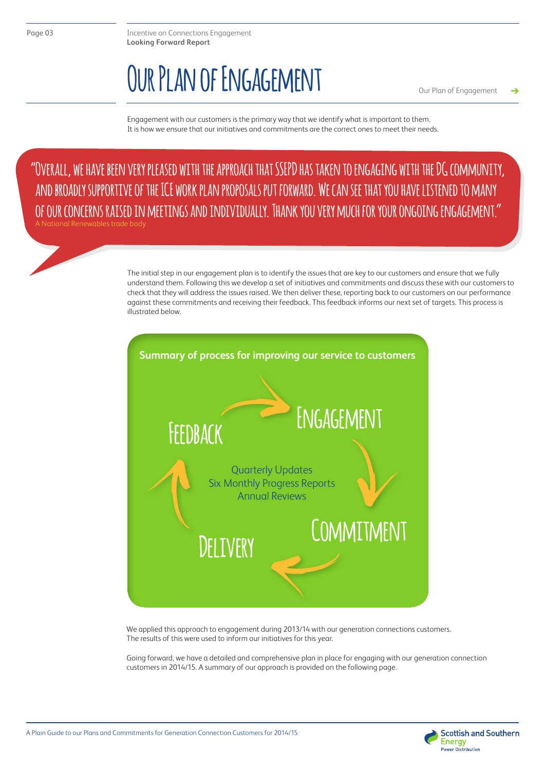# Our Plan of Engagement

Engagement with our customers is the primary way that we identify what is important to them. It is how we ensure that our initiatives and commitments are the correct ones to meet their needs.

> "Overall, we have been very pleased with the approach that SSEPD has taken to engaging with the DG community, and broadly supportive of the ICE work plan proposals put forward. We can see that you have listened to many of our concerns raised in meetings and individually. Thank you very much for your ongoing engagement."
>
> A National Renewables trade body

The initial step in our engagement plan is to identify the issues that are key to our customers and ensure that we fully understand them. Following this we develop a set of initiatives and commitments and discuss these with our customers to check that they will address the issues raised. We then deliver these, reporting back to our customers on our performance against these commitments and receiving their feedback. This feedback informs our next set of targets. This process is illustrated below.

**Summary of process for improving our service to customers**

Engagement → Commitment → Delivery → Feedback → Engagement

Quarterly Updates
Six Monthly Progress Reports
Annual Reviews

We applied this approach to engagement during 2013/14 with our generation connections customers. The results of this were used to inform our initiatives for this year.

Going forward, we have a detailed and comprehensive plan in place for engaging with our generation connection customers in 2014/15. A summary of our approach is provided on the following page.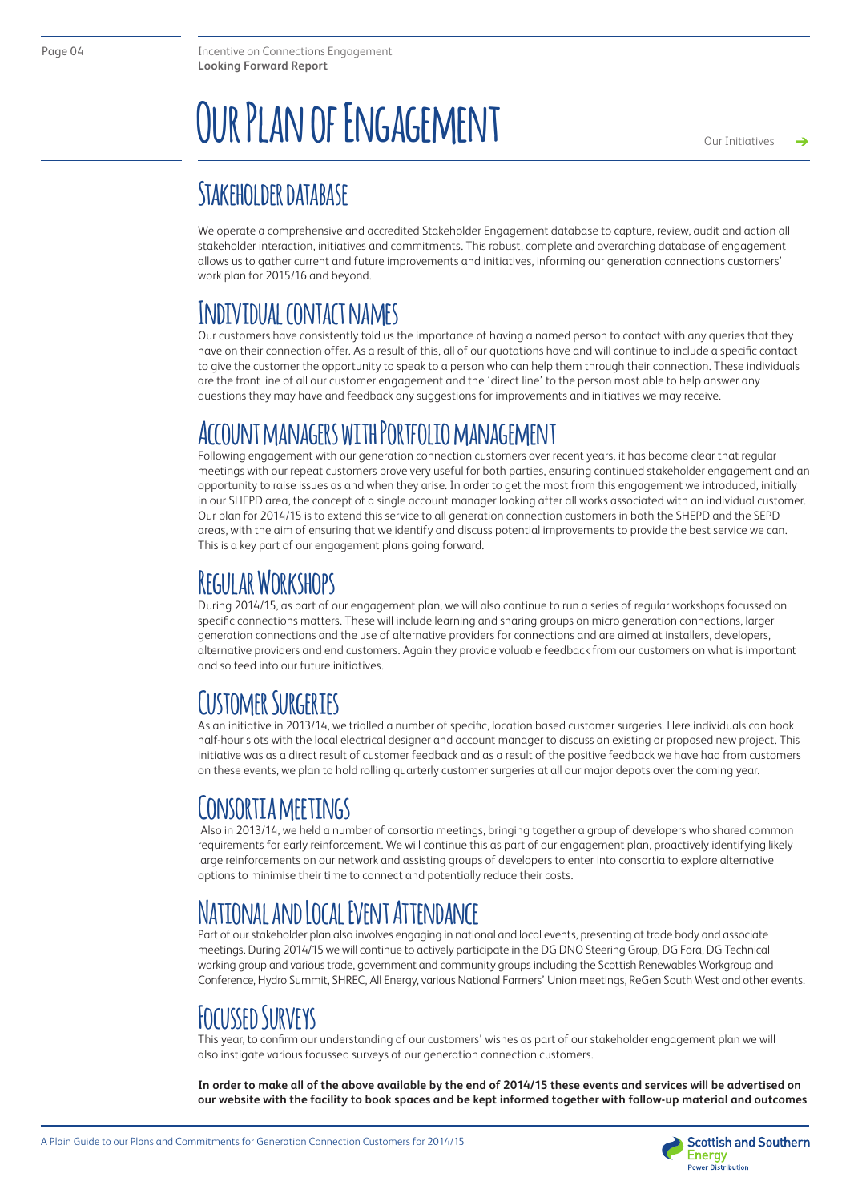# Our Plan of Engagement

## Stakeholder database

We operate a comprehensive and accredited Stakeholder Engagement database to capture, review, audit and action all stakeholder interaction, initiatives and commitments. This robust, complete and overarching database of engagement allows us to gather current and future improvements and initiatives, informing our generation connections customers' work plan for 2015/16 and beyond.

## Individual contact names

Our customers have consistently told us the importance of having a named person to contact with any queries that they have on their connection offer. As a result of this, all of our quotations have and will continue to include a specific contact to give the customer the opportunity to speak to a person who can help them through their connection. These individuals are the front line of all our customer engagement and the 'direct line' to the person most able to help answer any questions they may have and feedback any suggestions for improvements and initiatives we may receive.

## Account managers with Portfolio management

Following engagement with our generation connection customers over recent years, it has become clear that regular meetings with our repeat customers prove very useful for both parties, ensuring continued stakeholder engagement and an opportunity to raise issues as and when they arise. In order to get the most from this engagement we introduced, initially in our SHEPD area, the concept of a single account manager looking after all works associated with an individual customer. Our plan for 2014/15 is to extend this service to all generation connection customers in both the SHEPD and the SEPD areas, with the aim of ensuring that we identify and discuss potential improvements to provide the best service we can. This is a key part of our engagement plans going forward.

## Regular Workshops

During 2014/15, as part of our engagement plan, we will also continue to run a series of regular workshops focussed on specific connections matters. These will include learning and sharing groups on micro generation connections, larger generation connections and the use of alternative providers for connections and are aimed at installers, developers, alternative providers and end customers. Again they provide valuable feedback from our customers on what is important and so feed into our future initiatives.

## Customer Surgeries

As an initiative in 2013/14, we trialled a number of specific, location based customer surgeries. Here individuals can book half-hour slots with the local electrical designer and account manager to discuss an existing or proposed new project. This initiative was as a direct result of customer feedback and as a result of the positive feedback we have had from customers on these events, we plan to hold rolling quarterly customer surgeries at all our major depots over the coming year.

## Consortia meetings

Also in 2013/14, we held a number of consortia meetings, bringing together a group of developers who shared common requirements for early reinforcement. We will continue this as part of our engagement plan, proactively identifying likely large reinforcements on our network and assisting groups of developers to enter into consortia to explore alternative options to minimise their time to connect and potentially reduce their costs.

## National and Local Event Attendance

Part of our stakeholder plan also involves engaging in national and local events, presenting at trade body and associate meetings. During 2014/15 we will continue to actively participate in the DG DNO Steering Group, DG Fora, DG Technical working group and various trade, government and community groups including the Scottish Renewables Workgroup and Conference, Hydro Summit, SHREC, All Energy, various National Farmers' Union meetings, ReGen South West and other events.

## Focussed Surveys

This year, to confirm our understanding of our customers' wishes as part of our stakeholder engagement plan we will also instigate various focussed surveys of our generation connection customers.

**In order to make all of the above available by the end of 2014/15 these events and services will be advertised on our website with the facility to book spaces and be kept informed together with follow-up material and outcomes**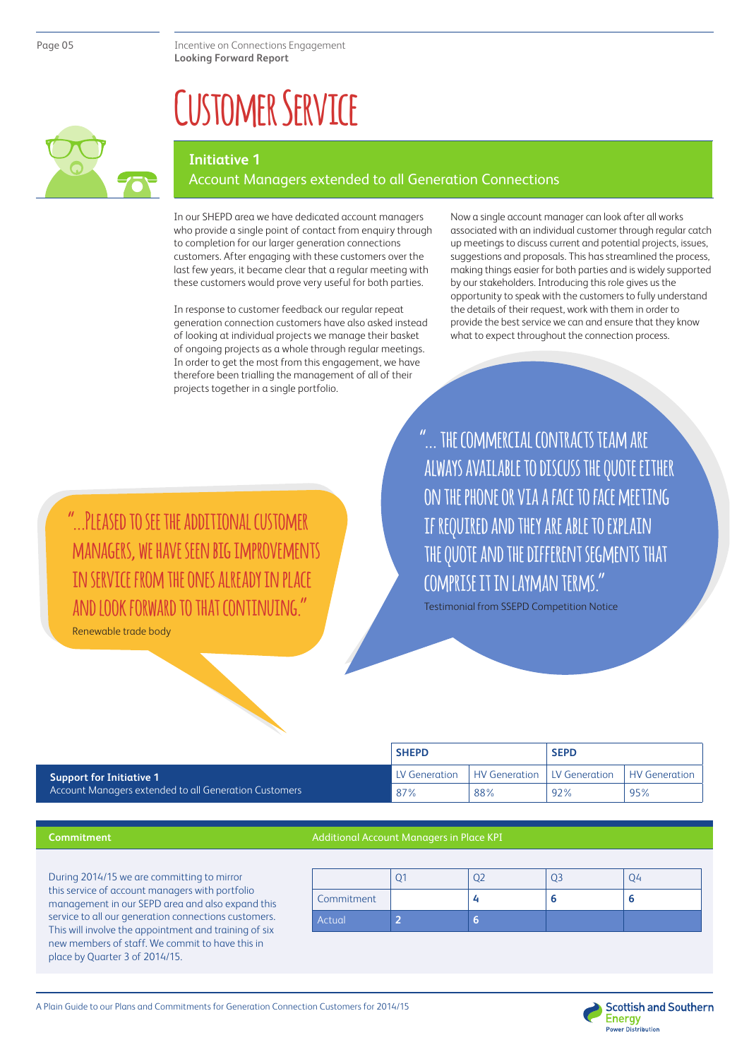# Customer Service

## Initiative 1
Account Managers extended to all Generation Connections

In our SHEPD area we have dedicated account managers who provide a single point of contact from enquiry through to completion for our larger generation connections customers. After engaging with these customers over the last few years, it became clear that a regular meeting with these customers would prove very useful for both parties.

In response to customer feedback our regular repeat generation connection customers have also asked instead of looking at individual projects we manage their basket of ongoing projects as a whole through regular meetings. In order to get the most from this engagement, we have therefore been trialling the management of all of their projects together in a single portfolio.

Now a single account manager can look after all works associated with an individual customer through regular catch up meetings to discuss current and potential projects, issues, suggestions and proposals. This has streamlined the process, making things easier for both parties and is widely supported by our stakeholders. Introducing this role gives us the opportunity to speak with the customers to fully understand the details of their request, work with them in order to provide the best service we can and ensure that they know what to expect throughout the connection process.

"... The commercial contracts team are always available to discuss the quote either on the phone or via a face to face meeting if required and they are able to explain the quote and the different segments that comprise it in layman terms."

Testimonial from SSEPD Competition Notice

"...Pleased to see the additional customer managers, we have seen big improvements in service from the ones already in place and look forward to that continuing."

Renewable trade body

| | SHEPD | | SEPD | |
|---|---|---|---|---|
| **Support for Initiative 1** Account Managers extended to all Generation Customers | LV Generation | HV Generation | LV Generation | HV Generation |
| | 87% | 88% | 92% | 95% |

**Commitment**

During 2014/15 we are committing to mirror this service of account managers with portfolio management in our SEPD area and also expand this service to all our generation connections customers. This will involve the appointment and training of six new members of staff. We commit to have this in place by Quarter 3 of 2014/15.

**Additional Account Managers in Place KPI**

| | Q1 | Q2 | Q3 | Q4 |
|---|---|---|---|---|
| Commitment | | 4 | 6 | 6 |
| Actual | 2 | 6 | | |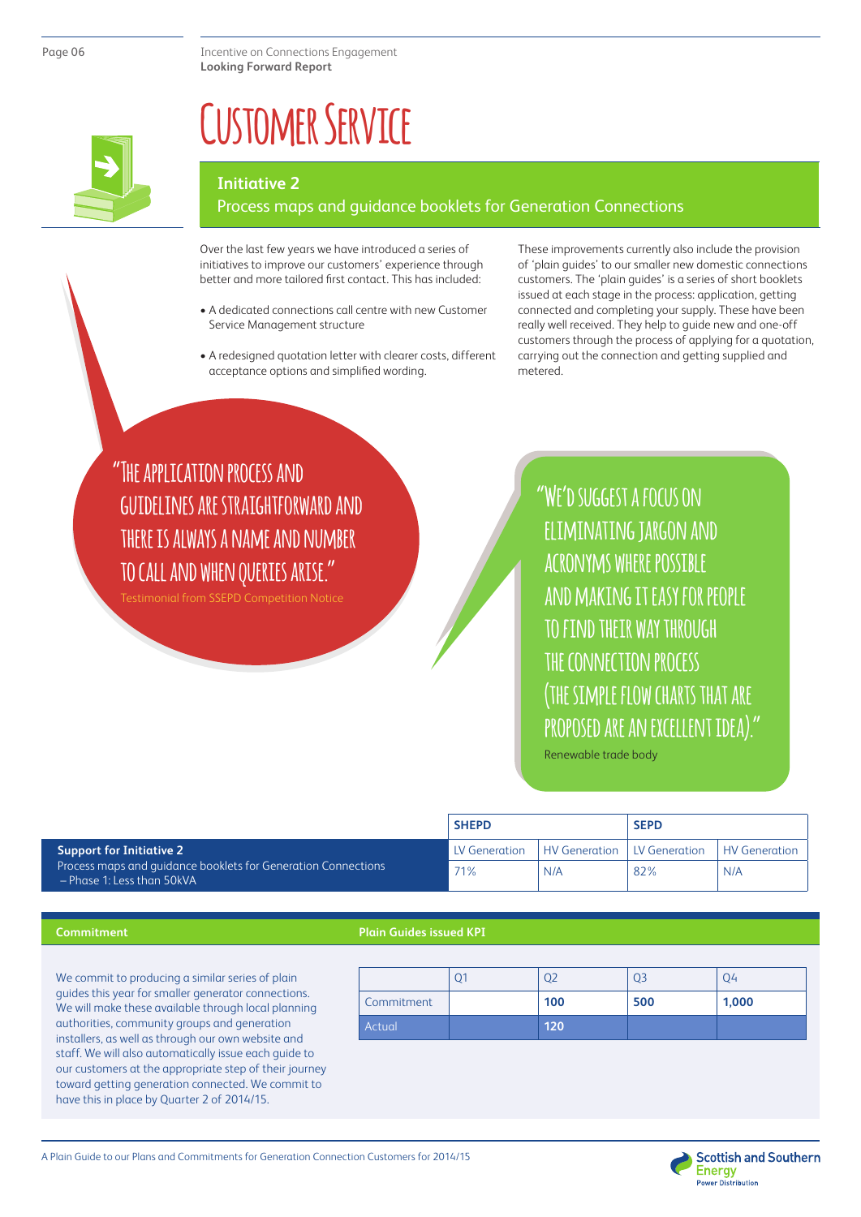# Customer Service

## Initiative 2

Process maps and guidance booklets for Generation Connections

Over the last few years we have introduced a series of initiatives to improve our customers' experience through better and more tailored first contact. This has included:

- A dedicated connections call centre with new Customer Service Management structure
- A redesigned quotation letter with clearer costs, different acceptance options and simplified wording.

These improvements currently also include the provision of 'plain guides' to our smaller new domestic connections customers. The 'plain guides' is a series of short booklets issued at each stage in the process: application, getting connected and completing your supply. These have been really well received. They help to guide new and one-off customers through the process of applying for a quotation, carrying out the connection and getting supplied and metered.

"The application process and guidelines are straightforward and there is always a name and number to call and when queries arise."

Testimonial from SSEPD Competition Notice

"We'd suggest a focus on eliminating jargon and acronyms where possible and making it easy for people to find their way through the connection process (the simple flow charts that are proposed are an excellent idea)."

Renewable trade body

| | SHEPD | | SEPD | |
|---|---|---|---|---|
| **Support for Initiative 2** | LV Generation | HV Generation | LV Generation | HV Generation |
| Process maps and guidance booklets for Generation Connections – Phase 1: Less than 50kVA | 71% | N/A | 82% | N/A |

### Commitment

We commit to producing a similar series of plain guides this year for smaller generator connections. We will make these available through local planning authorities, community groups and generation installers, as well as through our own website and staff. We will also automatically issue each guide to our customers at the appropriate step of their journey toward getting generation connected. We commit to have this in place by Quarter 2 of 2014/15.

### Plain Guides issued KPI

| | Q1 | Q2 | Q3 | Q4 |
|---|---|---|---|---|
| Commitment | | **100** | **500** | **1,000** |
| Actual | | **120** | | |

A Plain Guide to our Plans and Commitments for Generation Connection Customers for 2014/15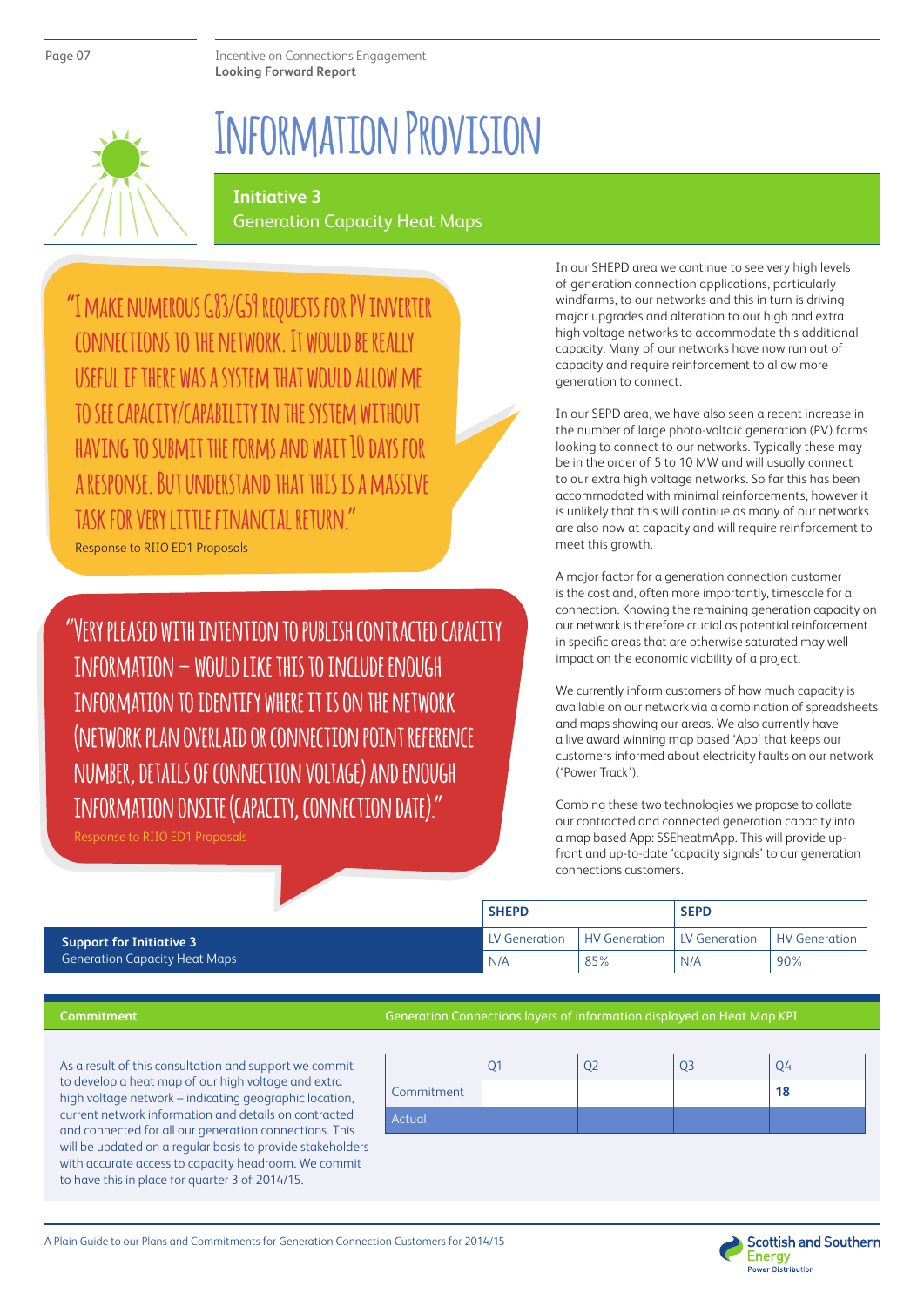# Information Provision

## Initiative 3
Generation Capacity Heat Maps

"I make numerous G83/G59 requests for PV inverter connections to the network. It would be really useful if there was a system that would allow me to see capacity/capability in the system without having to submit the forms and wait 10 days for a response. But understand that this is a massive task for very little financial return."

Response to RIIO ED1 Proposals

"Very pleased with intention to publish contracted capacity information – would like this to include enough information to identify where it is on the network (network plan overlaid or connection point reference number, details of connection voltage) and enough information onsite (capacity, connection date)."

Response to RIIO ED1 Proposals

In our SHEPD area we continue to see very high levels of generation connection applications, particularly windfarms, to our networks and this in turn is driving major upgrades and alteration to our high and extra high voltage networks to accommodate this additional capacity. Many of our networks have now run out of capacity and require reinforcement to allow more generation to connect.

In our SEPD area, we have also seen a recent increase in the number of large photo-voltaic generation (PV) farms looking to connect to our networks. Typically these may be in the order of 5 to 10 MW and will usually connect to our extra high voltage networks. So far this has been accommodated with minimal reinforcements, however it is unlikely that this will continue as many of our networks are also now at capacity and will require reinforcement to meet this growth.

A major factor for a generation connection customer is the cost and, often more importantly, timescale for a connection. Knowing the remaining generation capacity on our network is therefore crucial as potential reinforcement in specific areas that are otherwise saturated may well impact on the economic viability of a project.

We currently inform customers of how much capacity is available on our network via a combination of spreadsheets and maps showing our areas. We also currently have a live award winning map based 'App' that keeps our customers informed about electricity faults on our network ('Power Track').

Combing these two technologies we propose to collate our contracted and connected generation capacity into a map based App: SSEheatmApp. This will provide up-front and up-to-date 'capacity signals' to our generation connections customers.

| Support for Initiative 3 Generation Capacity Heat Maps | SHEPD | | SEPD | |
|---|---|---|---|---|
| | LV Generation | HV Generation | LV Generation | HV Generation |
| | N/A | 85% | N/A | 90% |

### Commitment

As a result of this consultation and support we commit to develop a heat map of our high voltage and extra high voltage network – indicating geographic location, current network information and details on contracted and connected for all our generation connections. This will be updated on a regular basis to provide stakeholders with accurate access to capacity headroom. We commit to have this in place for quarter 3 of 2014/15.

Generation Connections layers of information displayed on Heat Map KPI

| | Q1 | Q2 | Q3 | Q4 |
|---|---|---|---|---|
| Commitment | | | | **18** |
| Actual | | | | |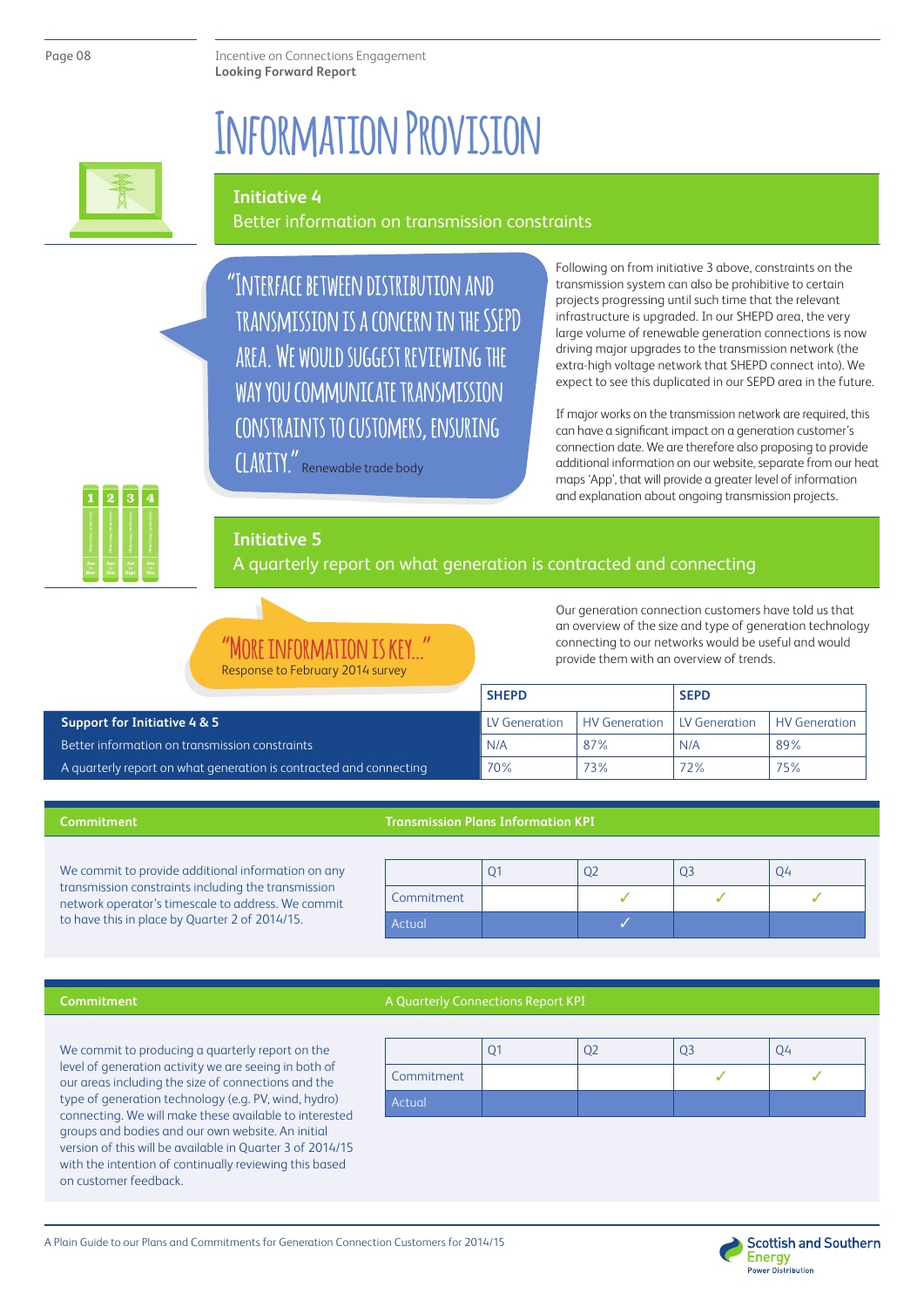# Information Provision

## Initiative 4

Better information on transmission constraints

"Interface between distribution and transmission is a concern in the SSEPD area. We would suggest reviewing the way you communicate transmission constraints to customers, ensuring clarity." Renewable trade body

Following on from initiative 3 above, constraints on the transmission system can also be prohibitive to certain projects progressing until such time that the relevant infrastructure is upgraded. In our SHEPD area, the very large volume of renewable generation connections is now driving major upgrades to the transmission network (the extra-high voltage network that SHEPD connect into). We expect to see this duplicated in our SEPD area in the future.

If major works on the transmission network are required, this can have a significant impact on a generation customer's connection date. We are therefore also proposing to provide additional information on our website, separate from our heat maps 'App', that will provide a greater level of information and explanation about ongoing transmission projects.

## Initiative 5

A quarterly report on what generation is contracted and connecting

"More information is key..." Response to February 2014 survey

Our generation connection customers have told us that an overview of the size and type of generation technology connecting to our networks would be useful and would provide them with an overview of trends.

| | SHEPD | | SEPD | |
|---|---|---|---|---|
| **Support for Initiative 4 & 5** | LV Generation | HV Generation | LV Generation | HV Generation |
| Better information on transmission constraints | N/A | 87% | N/A | 89% |
| A quarterly report on what generation is contracted and connecting | 70% | 73% | 72% | 75% |

### Commitment

We commit to provide additional information on any transmission constraints including the transmission network operator's timescale to address. We commit to have this in place by Quarter 2 of 2014/15.

**Transmission Plans Information KPI**

| | Q1 | Q2 | Q3 | Q4 |
|---|---|---|---|---|
| Commitment | | ✓ | ✓ | ✓ |
| Actual | | ✓ | | |

### Commitment

We commit to producing a quarterly report on the level of generation activity we are seeing in both of our areas including the size of connections and the type of generation technology (e.g. PV, wind, hydro) connecting. We will make these available to interested groups and bodies and our own website. An initial version of this will be available in Quarter 3 of 2014/15 with the intention of continually reviewing this based on customer feedback.

**A Quarterly Connections Report KPI**

| | Q1 | Q2 | Q3 | Q4 |
|---|---|---|---|---|
| Commitment | | | ✓ | ✓ |
| Actual | | | | |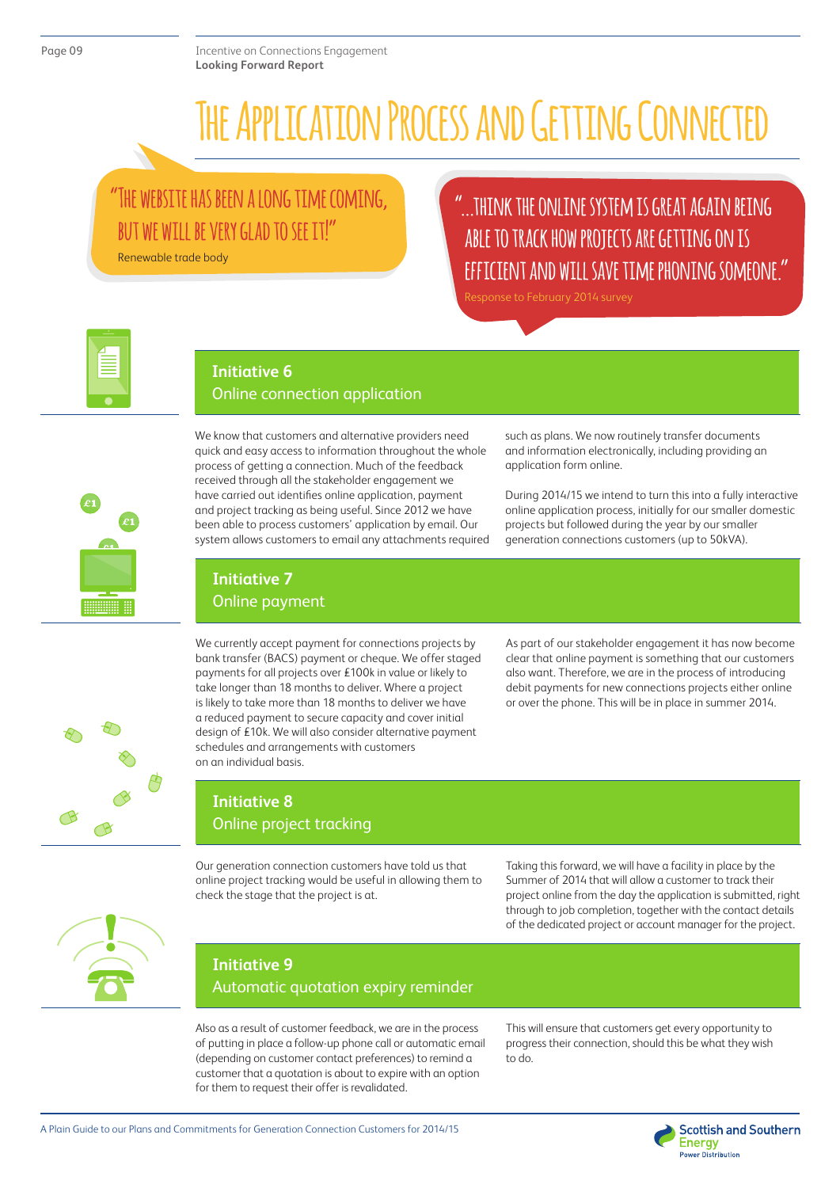# The Application Process and Getting Connected

> "The website has been a long time coming, but we will be very glad to see it!"
>
> Renewable trade body

> "...think the online system is great again being able to track how projects are getting on is efficient and will save time phoning someone."
>
> Response to February 2014 survey

## Initiative 6
### Online connection application

We know that customers and alternative providers need quick and easy access to information throughout the whole process of getting a connection. Much of the feedback received through all the stakeholder engagement we have carried out identifies online application, payment and project tracking as being useful. Since 2012 we have been able to process customers' application by email. Our system allows customers to email any attachments required such as plans. We now routinely transfer documents and information electronically, including providing an application form online.

During 2014/15 we intend to turn this into a fully interactive online application process, initially for our smaller domestic projects but followed during the year by our smaller generation connections customers (up to 50kVA).

## Initiative 7
### Online payment

We currently accept payment for connections projects by bank transfer (BACS) payment or cheque. We offer staged payments for all projects over £100k in value or likely to take longer than 18 months to deliver. Where a project is likely to take more than 18 months to deliver we have a reduced payment to secure capacity and cover initial design of £10k. We will also consider alternative payment schedules and arrangements with customers on an individual basis.

As part of our stakeholder engagement it has now become clear that online payment is something that our customers also want. Therefore, we are in the process of introducing debit payments for new connections projects either online or over the phone. This will be in place in summer 2014.

## Initiative 8
### Online project tracking

Our generation connection customers have told us that online project tracking would be useful in allowing them to check the stage that the project is at.

Taking this forward, we will have a facility in place by the Summer of 2014 that will allow a customer to track their project online from the day the application is submitted, right through to job completion, together with the contact details of the dedicated project or account manager for the project.

## Initiative 9
### Automatic quotation expiry reminder

Also as a result of customer feedback, we are in the process of putting in place a follow-up phone call or automatic email (depending on customer contact preferences) to remind a customer that a quotation is about to expire with an option for them to request their offer is revalidated.

This will ensure that customers get every opportunity to progress their connection, should this be what they wish to do.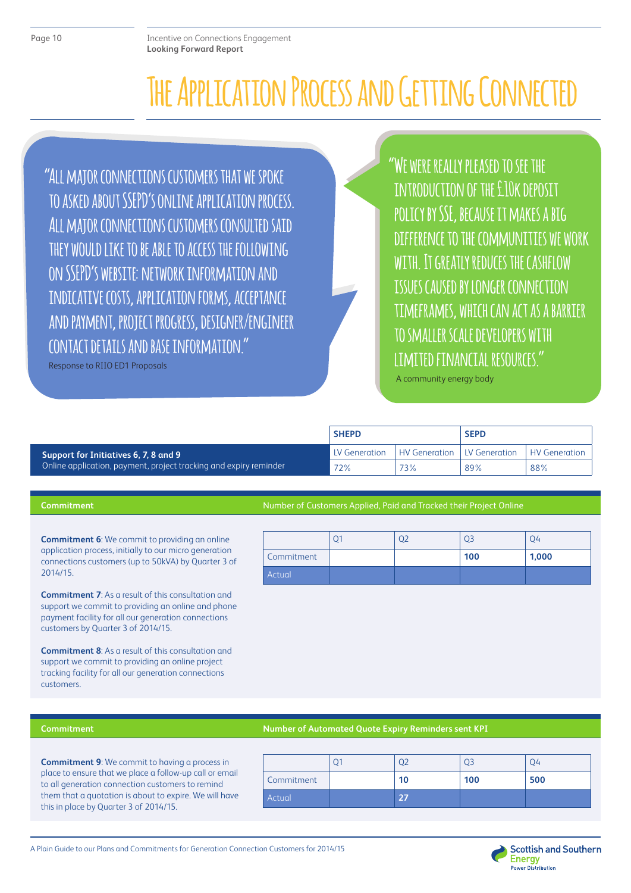# The Application Process and Getting Connected

"All major connections customers that we spoke to asked about SSEPD's online application process. All major connections customers consulted said they would like to be able to access the following on SSEPD's website: network information and indicative costs, application forms, acceptance and payment, project progress, designer/engineer contact details and base information."

Response to RIIO ED1 Proposals

"We were really pleased to see the introduction of the £10k deposit policy by SSE, because it makes a big difference to the communities we work with. It greatly reduces the cashflow issues caused by longer connection timeframes, which can act as a barrier to smaller scale developers with limited financial resources."

A community energy body

| | SHEPD | | SEPD | |
|---|---|---|---|---|
| **Support for Initiatives 6, 7, 8 and 9** Online application, payment, project tracking and expiry reminder | LV Generation | HV Generation | LV Generation | HV Generation |
| | 72% | 73% | 89% | 88% |

## Commitment

**Commitment 6**: We commit to providing an online application process, initially to our micro generation connections customers (up to 50kVA) by Quarter 3 of 2014/15.

**Commitment 7**: As a result of this consultation and support we commit to providing an online and phone payment facility for all our generation connections customers by Quarter 3 of 2014/15.

**Commitment 8**: As a result of this consultation and support we commit to providing an online project tracking facility for all our generation connections customers.

Number of Customers Applied, Paid and Tracked their Project Online

| | Q1 | Q2 | Q3 | Q4 |
|---|---|---|---|---|
| Commitment | | | **100** | **1,000** |
| Actual | | | | |

## Commitment

**Commitment 9**: We commit to having a process in place to ensure that we place a follow-up call or email to all generation connection customers to remind them that a quotation is about to expire. We will have this in place by Quarter 3 of 2014/15.

**Number of Automated Quote Expiry Reminders sent KPI**

| | Q1 | Q2 | Q3 | Q4 |
|---|---|---|---|---|
| Commitment | | **10** | **100** | **500** |
| Actual | | **27** | | |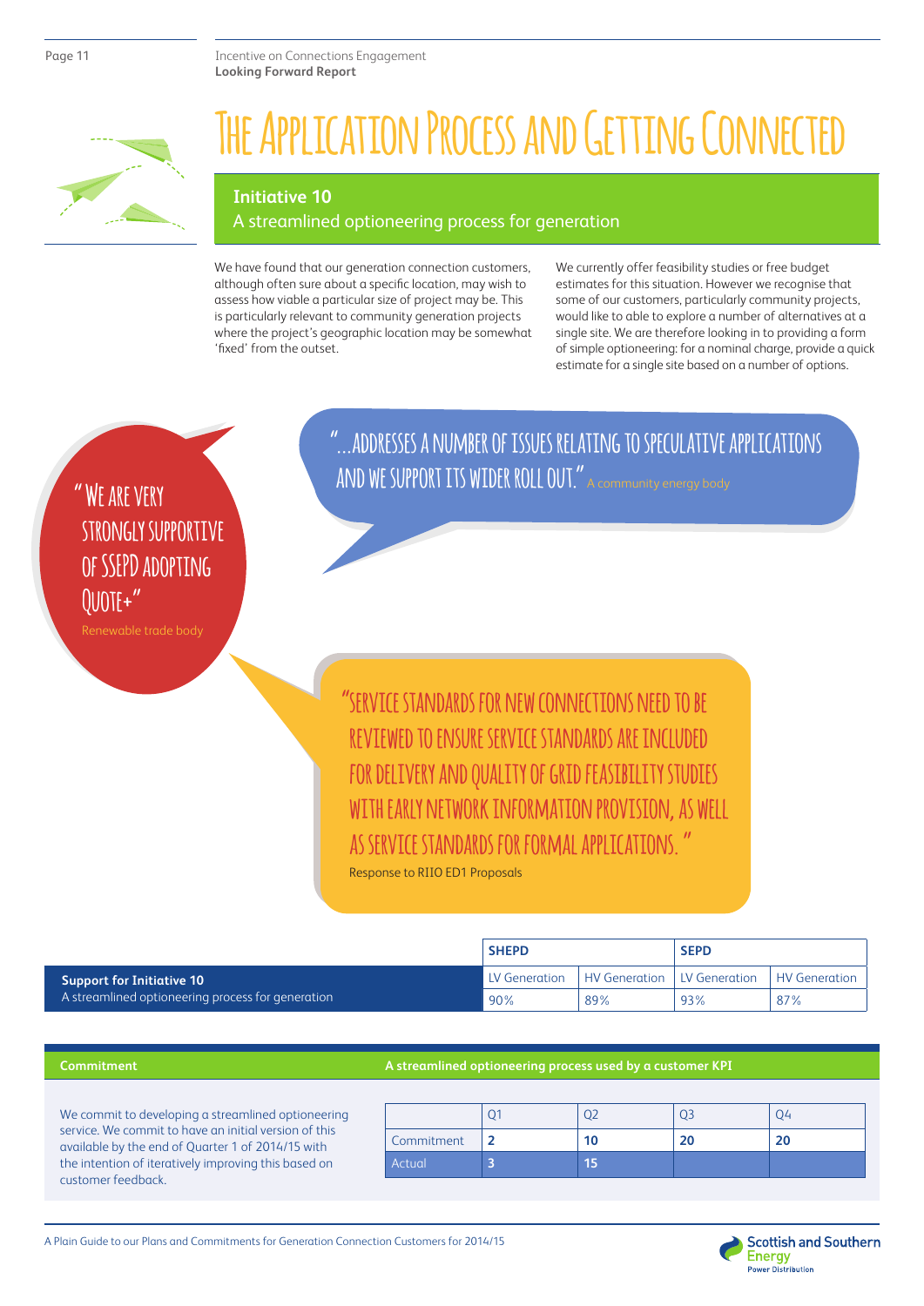# The Application Process and Getting Connected

## Initiative 10

A streamlined optioneering process for generation

We have found that our generation connection customers, although often sure about a specific location, may wish to assess how viable a particular size of project may be. This is particularly relevant to community generation projects where the project's geographic location may be somewhat 'fixed' from the outset.

We currently offer feasibility studies or free budget estimates for this situation. However we recognise that some of our customers, particularly community projects, would like to able to explore a number of alternatives at a single site. We are therefore looking in to providing a form of simple optioneering: for a nominal charge, provide a quick estimate for a single site based on a number of options.

"We are very strongly supportive of SSEPD adopting Quote+"
Renewable trade body

"...addresses a number of issues relating to speculative applications and we support its wider roll out."
A community energy body

"Service standards for new connections need to be reviewed to ensure service standards are included for delivery and quality of grid feasibility studies with early network information provision, as well as service standards for formal applications."
Response to RIIO ED1 Proposals

| | SHEPD | | SEPD | |
|---|---|---|---|---|
| | LV Generation | HV Generation | LV Generation | HV Generation |
| **Support for Initiative 10** A streamlined optioneering process for generation | 90% | 89% | 93% | 87% |

**Commitment**

We commit to developing a streamlined optioneering service. We commit to have an initial version of this available by the end of Quarter 1 of 2014/15 with the intention of iteratively improving this based on customer feedback.

**A streamlined optioneering process used by a customer KPI**

| | Q1 | Q2 | Q3 | Q4 |
|---|---|---|---|---|
| Commitment | 2 | 10 | 20 | 20 |
| Actual | 3 | 15 | | |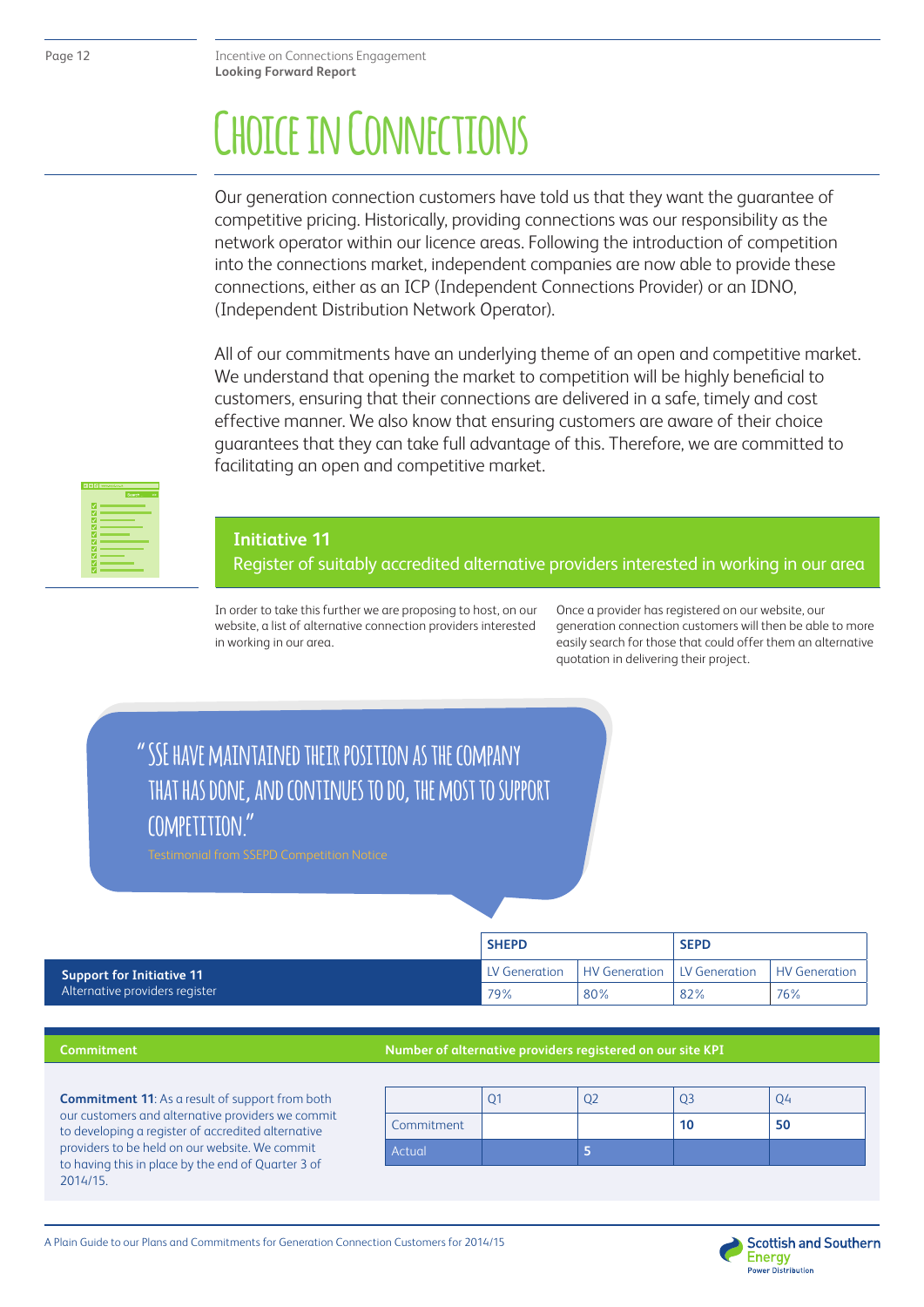# Choice in Connections

Our generation connection customers have told us that they want the guarantee of competitive pricing. Historically, providing connections was our responsibility as the network operator within our licence areas. Following the introduction of competition into the connections market, independent companies are now able to provide these connections, either as an ICP (Independent Connections Provider) or an IDNO, (Independent Distribution Network Operator).

All of our commitments have an underlying theme of an open and competitive market. We understand that opening the market to competition will be highly beneficial to customers, ensuring that their connections are delivered in a safe, timely and cost effective manner. We also know that ensuring customers are aware of their choice guarantees that they can take full advantage of this. Therefore, we are committed to facilitating an open and competitive market.

## Initiative 11

Register of suitably accredited alternative providers interested in working in our area

In order to take this further we are proposing to host, on our website, a list of alternative connection providers interested in working in our area.

Once a provider has registered on our website, our generation connection customers will then be able to more easily search for those that could offer them an alternative quotation in delivering their project.

> "SSE have maintained their position as the company that has done, and continues to do, the most to support competition."
>
> Testimonial from SSEPD Competition Notice

| | SHEPD | | SEPD | |
|---|---|---|---|---|
| **Support for Initiative 11** Alternative providers register | LV Generation | HV Generation | LV Generation | HV Generation |
| | 79% | 80% | 82% | 76% |

**Commitment**

**Commitment 11**: As a result of support from both our customers and alternative providers we commit to developing a register of accredited alternative providers to be held on our website. We commit to having this in place by the end of Quarter 3 of 2014/15.

**Number of alternative providers registered on our site KPI**

| | Q1 | Q2 | Q3 | Q4 |
|---|---|---|---|---|
| Commitment | | | **10** | **50** |
| Actual | | **5** | | |

A Plain Guide to our Plans and Commitments for Generation Connection Customers for 2014/15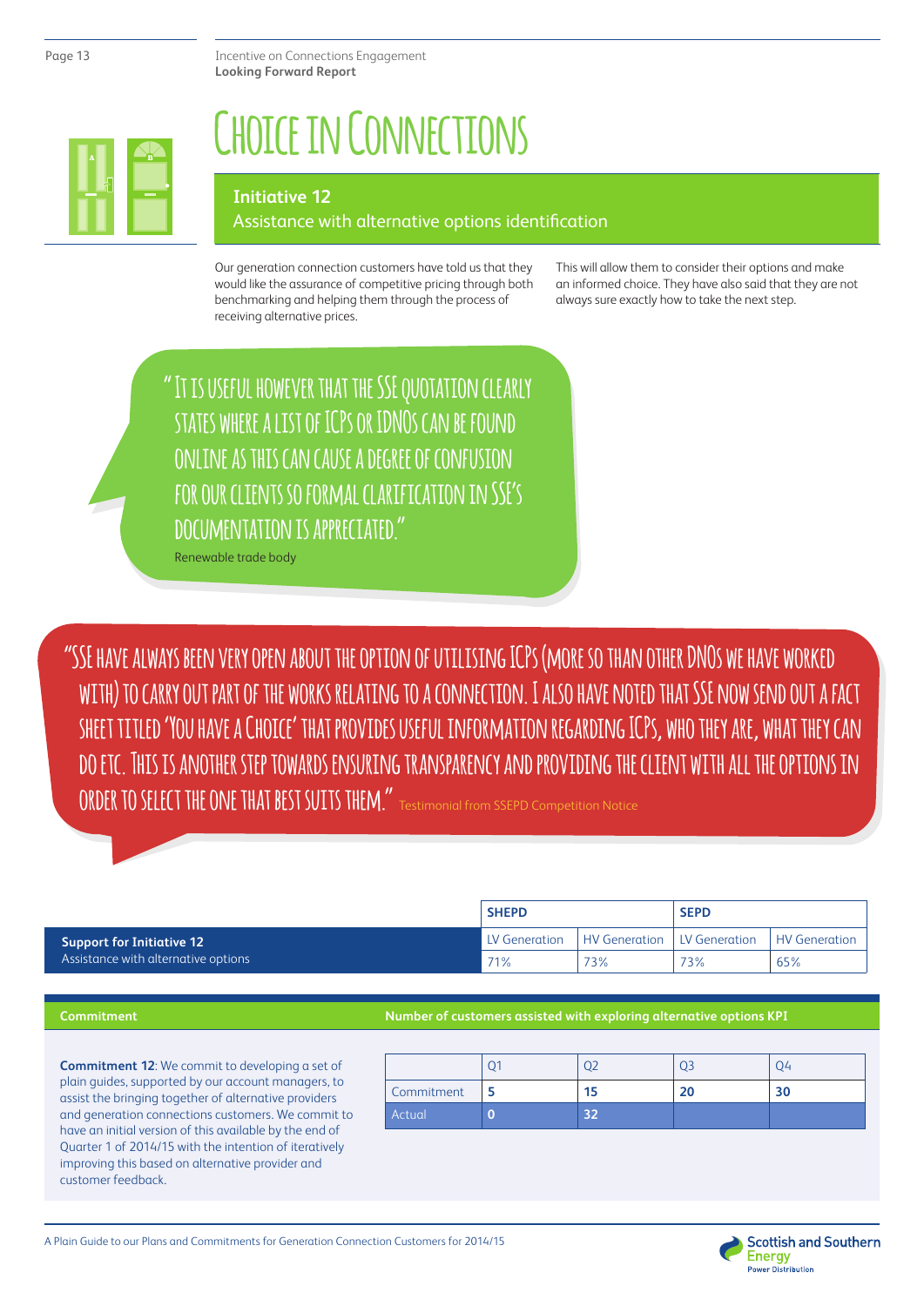# Choice in Connections

## Initiative 12

Assistance with alternative options identification

Our generation connection customers have told us that they would like the assurance of competitive pricing through both benchmarking and helping them through the process of receiving alternative prices.

This will allow them to consider their options and make an informed choice. They have also said that they are not always sure exactly how to take the next step.

"It is useful however that the SSE quotation clearly states where a list of ICPs or IDNOs can be found online as this can cause a degree of confusion for our clients so formal clarification in SSE's documentation is appreciated."

Renewable trade body

"SSE have always been very open about the option of utilising ICPs (more so than other DNOs we have worked with) to carry out part of the works relating to a connection. I also have noted that SSE now send out a fact sheet titled 'You have a Choice' that provides useful information regarding ICPs, who they are, what they can do etc. This is another step towards ensuring transparency and providing the client with all the options in order to select the one that best suits them." Testimonial from SSEPD Competition Notice

| | SHEPD | | SEPD | |
|---|---|---|---|---|
| **Support for Initiative 12** Assistance with alternative options | LV Generation | HV Generation | LV Generation | HV Generation |
| | 71% | 73% | 73% | 65% |

**Commitment**

**Commitment 12**: We commit to developing a set of plain guides, supported by our account managers, to assist the bringing together of alternative providers and generation connections customers. We commit to have an initial version of this available by the end of Quarter 1 of 2014/15 with the intention of iteratively improving this based on alternative provider and customer feedback.

**Number of customers assisted with exploring alternative options KPI**

| | Q1 | Q2 | Q3 | Q4 |
|---|---|---|---|---|
| Commitment | 5 | 15 | 20 | 30 |
| Actual | 0 | 32 | | |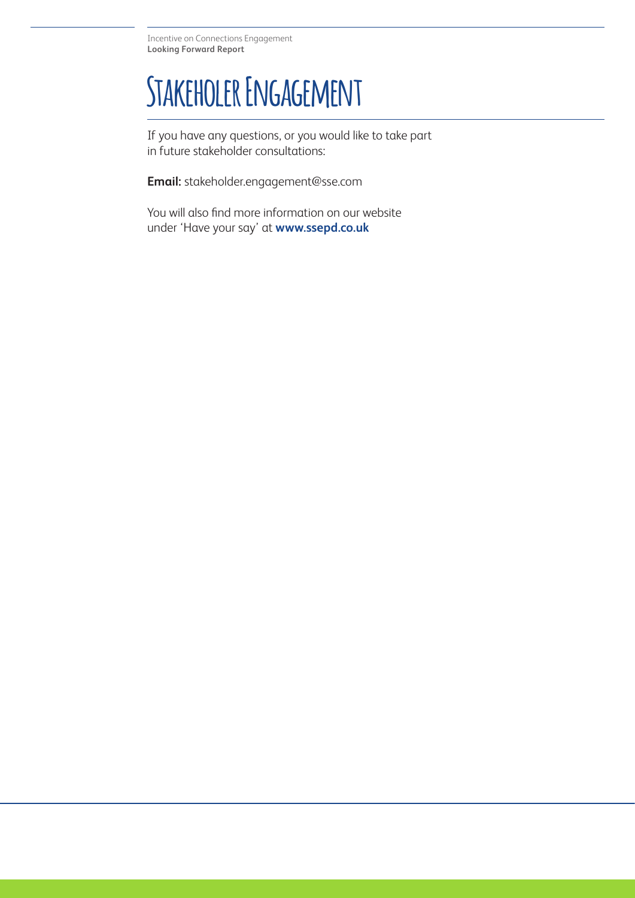# Stakeholer Engagement

If you have any questions, or you would like to take part in future stakeholder consultations:

**Email:** stakeholder.engagement@sse.com

You will also find more information on our website under 'Have your say' at **www.ssepd.co.uk**